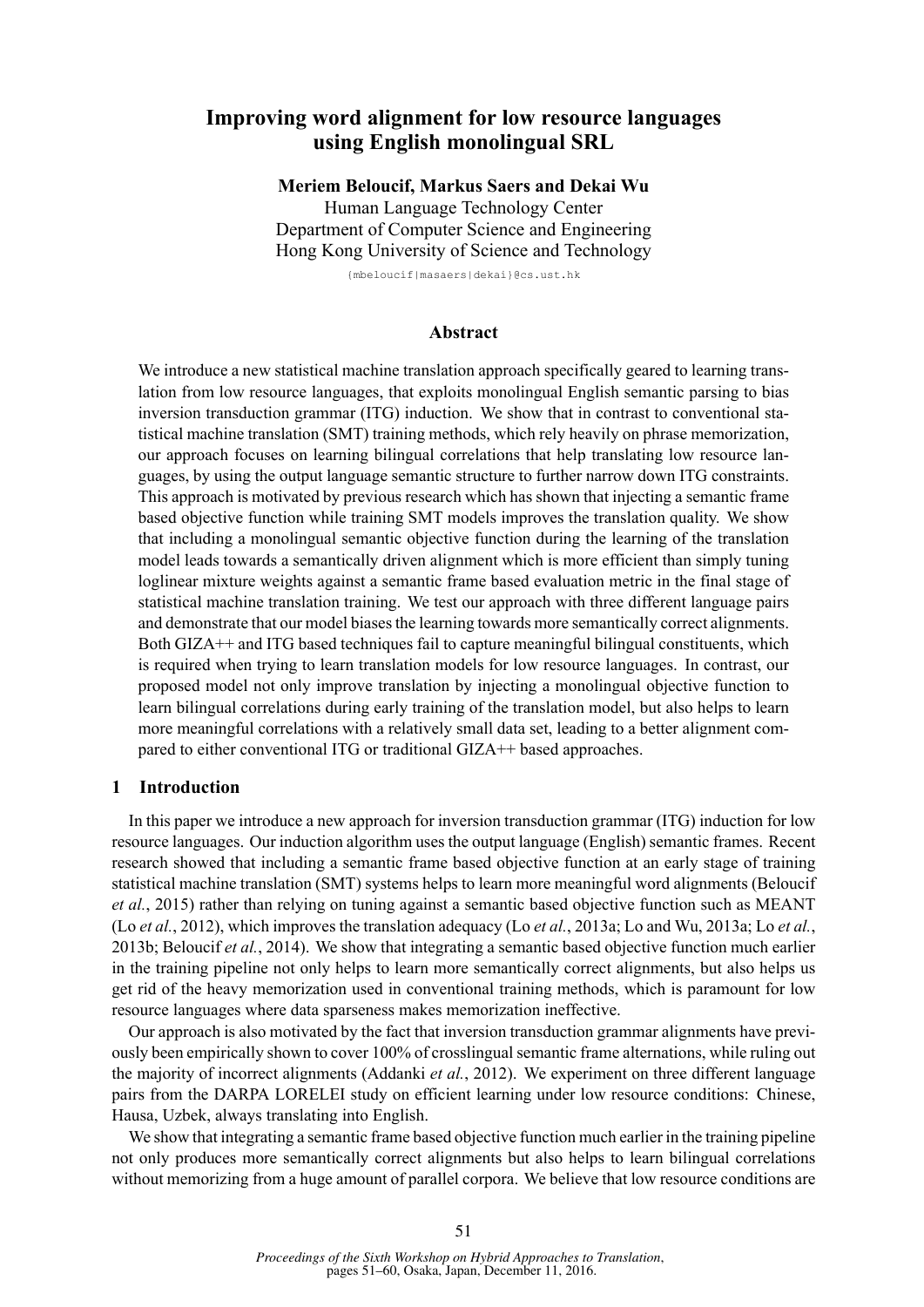# Improving word alignment for low resource languages using English monolingual SRL

**Meriem Beloucif, Markus Saers and Dekai Wu**
Human Language Technology Center
Department of Computer Science and Engineering
Hong Kong University of Science and Technology
{mbeloucif|masaers|dekai}@cs.ust.hk

## Abstract

We introduce a new statistical machine translation approach specifically geared to learning translation from low resource languages, that exploits monolingual English semantic parsing to bias inversion transduction grammar (ITG) induction. We show that in contrast to conventional statistical machine translation (SMT) training methods, which rely heavily on phrase memorization, our approach focuses on learning bilingual correlations that help translating low resource languages, by using the output language semantic structure to further narrow down ITG constraints. This approach is motivated by previous research which has shown that injecting a semantic frame based objective function while training SMT models improves the translation quality. We show that including a monolingual semantic objective function during the learning of the translation model leads towards a semantically driven alignment which is more efficient than simply tuning loglinear mixture weights against a semantic frame based evaluation metric in the final stage of statistical machine translation training. We test our approach with three different language pairs and demonstrate that our model biases the learning towards more semantically correct alignments. Both GIZA++ and ITG based techniques fail to capture meaningful bilingual constituents, which is required when trying to learn translation models for low resource languages. In contrast, our proposed model not only improve translation by injecting a monolingual objective function to learn bilingual correlations during early training of the translation model, but also helps to learn more meaningful correlations with a relatively small data set, leading to a better alignment compared to either conventional ITG or traditional GIZA++ based approaches.

## 1 Introduction

In this paper we introduce a new approach for inversion transduction grammar (ITG) induction for low resource languages. Our induction algorithm uses the output language (English) semantic frames. Recent research showed that including a semantic frame based objective function at an early stage of training statistical machine translation (SMT) systems helps to learn more meaningful word alignments (Beloucif *et al.*, 2015) rather than relying on tuning against a semantic based objective function such as MEANT (Lo *et al.*, 2012), which improves the translation adequacy (Lo *et al.*, 2013a; Lo and Wu, 2013a; Lo *et al.*, 2013b; Beloucif *et al.*, 2014). We show that integrating a semantic based objective function much earlier in the training pipeline not only helps to learn more semantically correct alignments, but also helps us get rid of the heavy memorization used in conventional training methods, which is paramount for low resource languages where data sparseness makes memorization ineffective.

Our approach is also motivated by the fact that inversion transduction grammar alignments have previously been empirically shown to cover 100% of crosslingual semantic frame alternations, while ruling out the majority of incorrect alignments (Addanki *et al.*, 2012). We experiment on three different language pairs from the DARPA LORELEI study on efficient learning under low resource conditions: Chinese, Hausa, Uzbek, always translating into English.

We show that integrating a semantic frame based objective function much earlier in the training pipeline not only produces more semantically correct alignments but also helps to learn bilingual correlations without memorizing from a huge amount of parallel corpora. We believe that low resource conditions are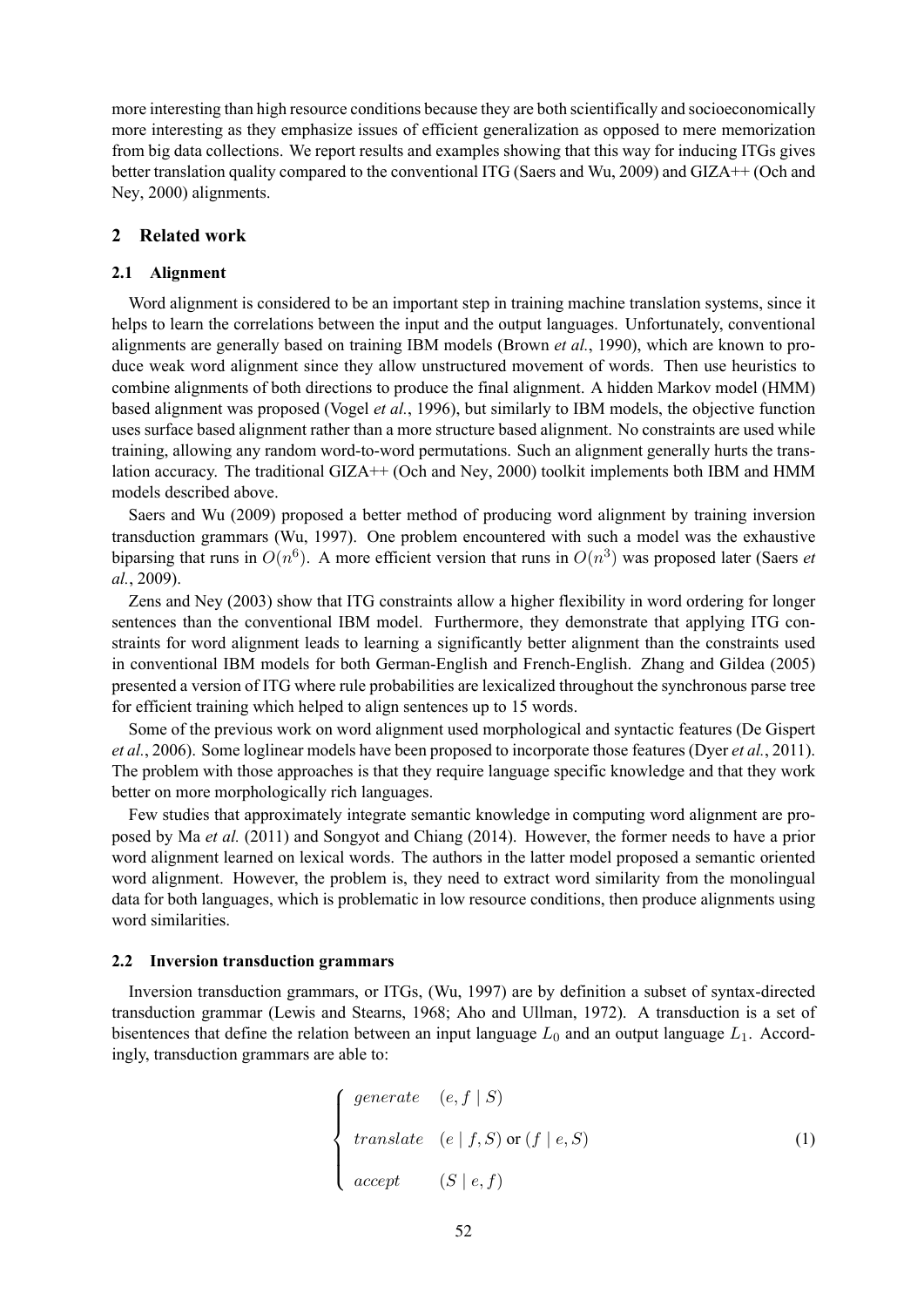more interesting than high resource conditions because they are both scientifically and socioeconomically more interesting as they emphasize issues of efficient generalization as opposed to mere memorization from big data collections. We report results and examples showing that this way for inducing ITGs gives better translation quality compared to the conventional ITG (Saers and Wu, 2009) and GIZA++ (Och and Ney, 2000) alignments.

## 2 Related work

### 2.1 Alignment

Word alignment is considered to be an important step in training machine translation systems, since it helps to learn the correlations between the input and the output languages. Unfortunately, conventional alignments are generally based on training IBM models (Brown *et al.*, 1990), which are known to produce weak word alignment since they allow unstructured movement of words. Then use heuristics to combine alignments of both directions to produce the final alignment. A hidden Markov model (HMM) based alignment was proposed (Vogel *et al.*, 1996), but similarly to IBM models, the objective function uses surface based alignment rather than a more structure based alignment. No constraints are used while training, allowing any random word-to-word permutations. Such an alignment generally hurts the translation accuracy. The traditional GIZA++ (Och and Ney, 2000) toolkit implements both IBM and HMM models described above.

Saers and Wu (2009) proposed a better method of producing word alignment by training inversion transduction grammars (Wu, 1997). One problem encountered with such a model was the exhaustive biparsing that runs in $O(n^6)$. A more efficient version that runs in $O(n^3)$ was proposed later (Saers *et al.*, 2009).

Zens and Ney (2003) show that ITG constraints allow a higher flexibility in word ordering for longer sentences than the conventional IBM model. Furthermore, they demonstrate that applying ITG constraints for word alignment leads to learning a significantly better alignment than the constraints used in conventional IBM models for both German-English and French-English. Zhang and Gildea (2005) presented a version of ITG where rule probabilities are lexicalized throughout the synchronous parse tree for efficient training which helped to align sentences up to 15 words.

Some of the previous work on word alignment used morphological and syntactic features (De Gispert *et al.*, 2006). Some loglinear models have been proposed to incorporate those features (Dyer *et al.*, 2011). The problem with those approaches is that they require language specific knowledge and that they work better on more morphologically rich languages.

Few studies that approximately integrate semantic knowledge in computing word alignment are proposed by Ma *et al.* (2011) and Songyot and Chiang (2014). However, the former needs to have a prior word alignment learned on lexical words. The authors in the latter model proposed a semantic oriented word alignment. However, the problem is, they need to extract word similarity from the monolingual data for both languages, which is problematic in low resource conditions, then produce alignments using word similarities.

### 2.2 Inversion transduction grammars

Inversion transduction grammars, or ITGs, (Wu, 1997) are by definition a subset of syntax-directed transduction grammar (Lewis and Stearns, 1968; Aho and Ullman, 1972). A transduction is a set of bisentences that define the relation between an input language $L_0$ and an output language $L_1$. Accordingly, transduction grammars are able to:

$$
\begin{cases}
generate & (e, f \mid S) \\
translate & (e \mid f, S) \text{ or } (f \mid e, S) \\
accept & (S \mid e, f)
\end{cases}
\tag{1}
$$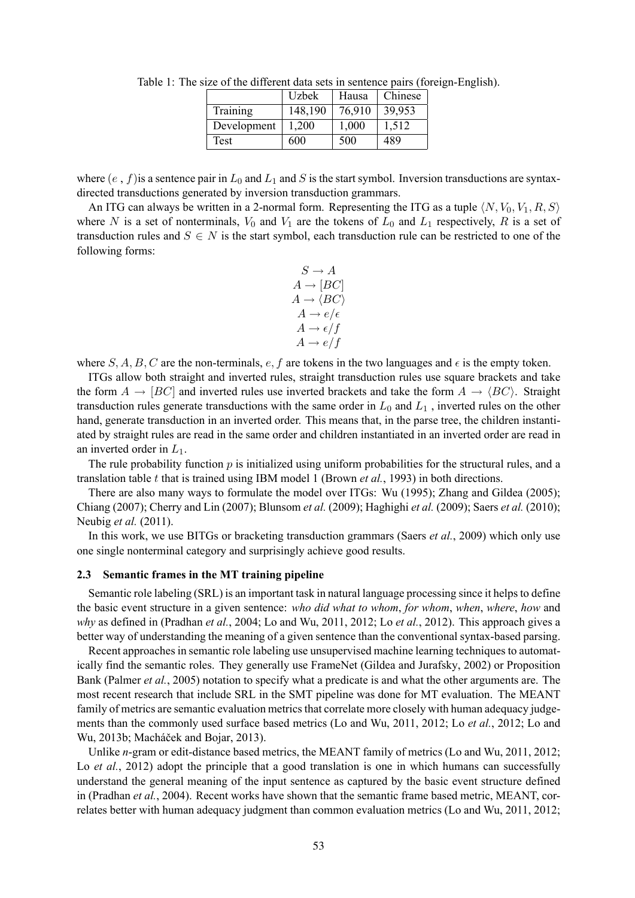Table 1: The size of the different data sets in sentence pairs (foreign-English).

| | Uzbek | Hausa | Chinese |
|---|---|---|---|
| Training | 148,190 | 76,910 | 39,953 |
| Development | 1,200 | 1,000 | 1,512 |
| Test | 600 | 500 | 489 |

where $(e, f)$ is a sentence pair in $L_0$ and $L_1$ and $S$ is the start symbol. Inversion transductions are syntax-directed transductions generated by inversion transduction grammars.

An ITG can always be written in a 2-normal form. Representing the ITG as a tuple $\langle N, V_0, V_1, R, S\rangle$ where $N$ is a set of nonterminals, $V_0$ and $V_1$ are the tokens of $L_0$ and $L_1$ respectively, $R$ is a set of transduction rules and $S \in N$ is the start symbol, each transduction rule can be restricted to one of the following forms:

$$S \to A$$
$$A \to [BC]$$
$$A \to \langle BC \rangle$$
$$A \to e/\epsilon$$
$$A \to \epsilon/f$$
$$A \to e/f$$

where $S, A, B, C$ are the non-terminals, $e, f$ are tokens in the two languages and $\epsilon$ is the empty token.

ITGs allow both straight and inverted rules, straight transduction rules use square brackets and take the form $A \to [BC]$ and inverted rules use inverted brackets and take the form $A \to \langle BC \rangle$. Straight transduction rules generate transductions with the same order in $L_0$ and $L_1$ , inverted rules on the other hand, generate transduction in an inverted order. This means that, in the parse tree, the children instantiated by straight rules are read in the same order and children instantiated in an inverted order are read in an inverted order in $L_1$.

The rule probability function $p$ is initialized using uniform probabilities for the structural rules, and a translation table $t$ that is trained using IBM model 1 (Brown *et al.*, 1993) in both directions.

There are also many ways to formulate the model over ITGs: Wu (1995); Zhang and Gildea (2005); Chiang (2007); Cherry and Lin (2007); Blunsom *et al.* (2009); Haghighi *et al.* (2009); Saers *et al.* (2010); Neubig *et al.* (2011).

In this work, we use BITGs or bracketing transduction grammars (Saers *et al.*, 2009) which only use one single nonterminal category and surprisingly achieve good results.

### 2.3 Semantic frames in the MT training pipeline

Semantic role labeling (SRL) is an important task in natural language processing since it helps to define the basic event structure in a given sentence: *who did what to whom*, *for whom*, *when*, *where*, *how* and *why* as defined in (Pradhan *et al.*, 2004; Lo and Wu, 2011, 2012; Lo *et al.*, 2012). This approach gives a better way of understanding the meaning of a given sentence than the conventional syntax-based parsing.

Recent approaches in semantic role labeling use unsupervised machine learning techniques to automatically find the semantic roles. They generally use FrameNet (Gildea and Jurafsky, 2002) or Proposition Bank (Palmer *et al.*, 2005) notation to specify what a predicate is and what the other arguments are. The most recent research that include SRL in the SMT pipeline was done for MT evaluation. The MEANT family of metrics are semantic evaluation metrics that correlate more closely with human adequacy judgements than the commonly used surface based metrics (Lo and Wu, 2011, 2012; Lo *et al.*, 2012; Lo and Wu, 2013b; Macháček and Bojar, 2013).

Unlike *n*-gram or edit-distance based metrics, the MEANT family of metrics (Lo and Wu, 2011, 2012; Lo *et al.*, 2012) adopt the principle that a good translation is one in which humans can successfully understand the general meaning of the input sentence as captured by the basic event structure defined in (Pradhan *et al.*, 2004). Recent works have shown that the semantic frame based metric, MEANT, correlates better with human adequacy judgment than common evaluation metrics (Lo and Wu, 2011, 2012;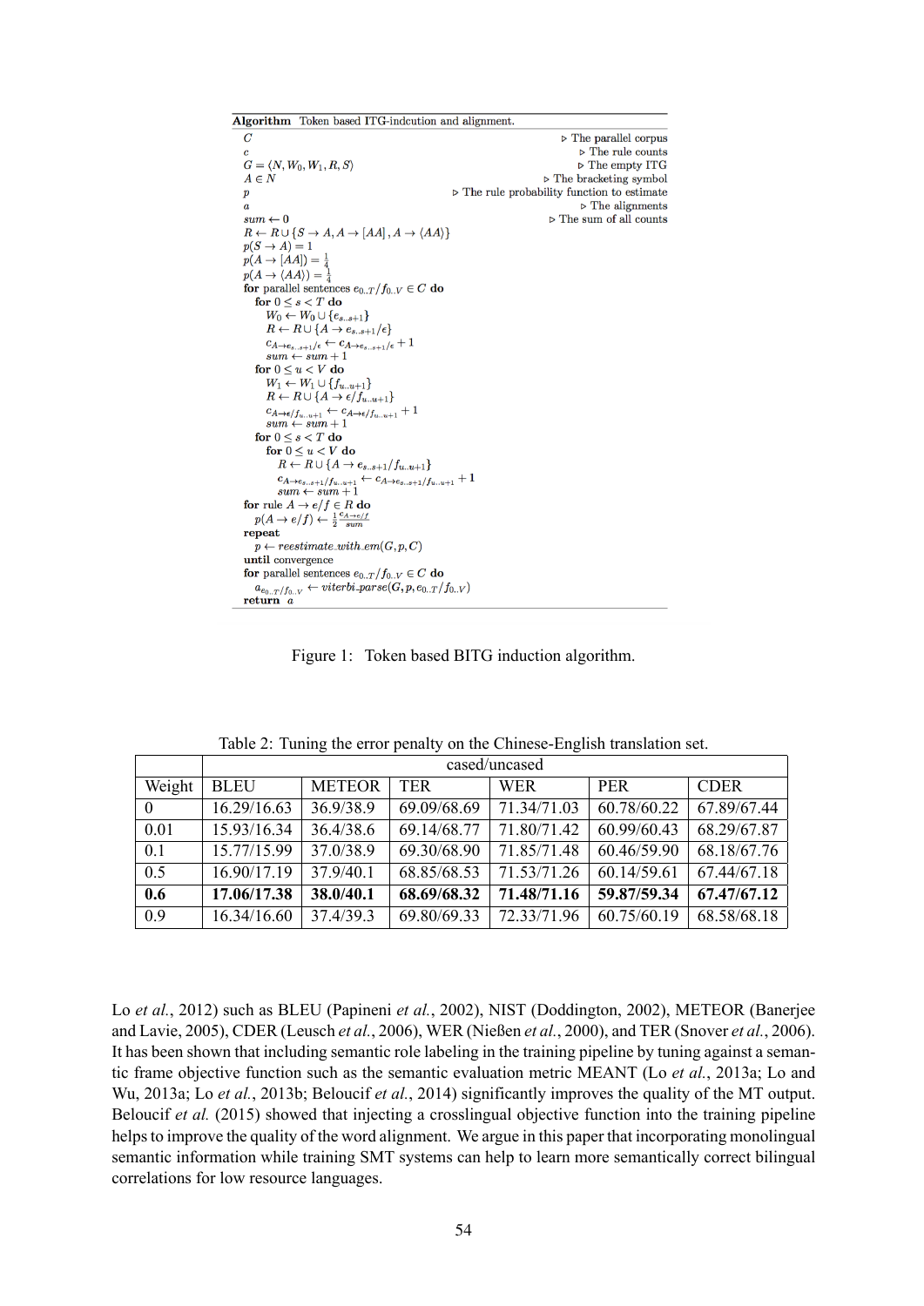**Algorithm** Token based ITG-indcution and alignment.

```
C                                                ▷ The parallel corpus
c                                                ▷ The rule counts
G = ⟨N, W0, W1, R, S⟩                            ▷ The empty ITG
A ∈ N                                            ▷ The bracketing symbol
p                                                ▷ The rule probability function to estimate
a                                                ▷ The alignments
sum ← 0                                          ▷ The sum of all counts
R ← R ∪ {S → A, A → [AA], A → ⟨AA⟩}
p(S → A) = 1
p(A → [AA]) = 1/4
p(A → ⟨AA⟩) = 1/4
for parallel sentences e_{0..T}/f_{0..V} ∈ C do
    for 0 ≤ s < T do
        W0 ← W0 ∪ {e_{s..s+1}}
        R ← R ∪ {A → e_{s..s+1}/ε}
        c_{A→e_{s..s+1}/ε} ← c_{A→e_{s..s+1}/ε} + 1
        sum ← sum + 1
    for 0 ≤ u < V do
        W1 ← W1 ∪ {f_{u..u+1}}
        R ← R ∪ {A → ε/f_{u..u+1}}
        c_{A→ε/f_{u..u+1}} ← c_{A→ε/f_{u..u+1}} + 1
        sum ← sum + 1
    for 0 ≤ s < T do
        for 0 ≤ u < V do
            R ← R ∪ {A → e_{s..s+1}/f_{u..u+1}}
            c_{A→e_{s..s+1}/f_{u..u+1}} ← c_{A→e_{s..s+1}/f_{u..u+1}} + 1
            sum ← sum + 1
for rule A → e/f ∈ R do
    p(A → e/f) ← 1/2 · c_{A→e/f}/sum
repeat
    p ← reestimate_with_em(G, p, C)
until convergence
for parallel sentences e_{0..T}/f_{0..V} ∈ C do
    a_{e_{0..T}/f_{0..V}} ← viterbi_parse(G, p, e_{0..T}/f_{0..V})
return a
```

Figure 1: Token based BITG induction algorithm.

Table 2: Tuning the error penalty on the Chinese-English translation set.

| | cased/uncased | | | | | |
|---|---|---|---|---|---|---|
| Weight | BLEU | METEOR | TER | WER | PER | CDER |
| 0 | 16.29/16.63 | 36.9/38.9 | 69.09/68.69 | 71.34/71.03 | 60.78/60.22 | 67.89/67.44 |
| 0.01 | 15.93/16.34 | 36.4/38.6 | 69.14/68.77 | 71.80/71.42 | 60.99/60.43 | 68.29/67.87 |
| 0.1 | 15.77/15.99 | 37.0/38.9 | 69.30/68.90 | 71.85/71.48 | 60.46/59.90 | 68.18/67.76 |
| 0.5 | 16.90/17.19 | 37.9/40.1 | 68.85/68.53 | 71.53/71.26 | 60.14/59.61 | 67.44/67.18 |
| **0.6** | **17.06/17.38** | **38.0/40.1** | **68.69/68.32** | **71.48/71.16** | **59.87/59.34** | **67.47/67.12** |
| 0.9 | 16.34/16.60 | 37.4/39.3 | 69.80/69.33 | 72.33/71.96 | 60.75/60.19 | 68.58/68.18 |

Lo *et al.*, 2012) such as BLEU (Papineni *et al.*, 2002), NIST (Doddington, 2002), METEOR (Banerjee and Lavie, 2005), CDER (Leusch *et al.*, 2006), WER (Nießen *et al.*, 2000), and TER (Snover *et al.*, 2006). It has been shown that including semantic role labeling in the training pipeline by tuning against a semantic frame objective function such as the semantic evaluation metric MEANT (Lo *et al.*, 2013a; Lo and Wu, 2013a; Lo *et al.*, 2013b; Beloucif *et al.*, 2014) significantly improves the quality of the MT output. Beloucif *et al.* (2015) showed that injecting a crosslingual objective function into the training pipeline helps to improve the quality of the word alignment. We argue in this paper that incorporating monolingual semantic information while training SMT systems can help to learn more semantically correct bilingual correlations for low resource languages.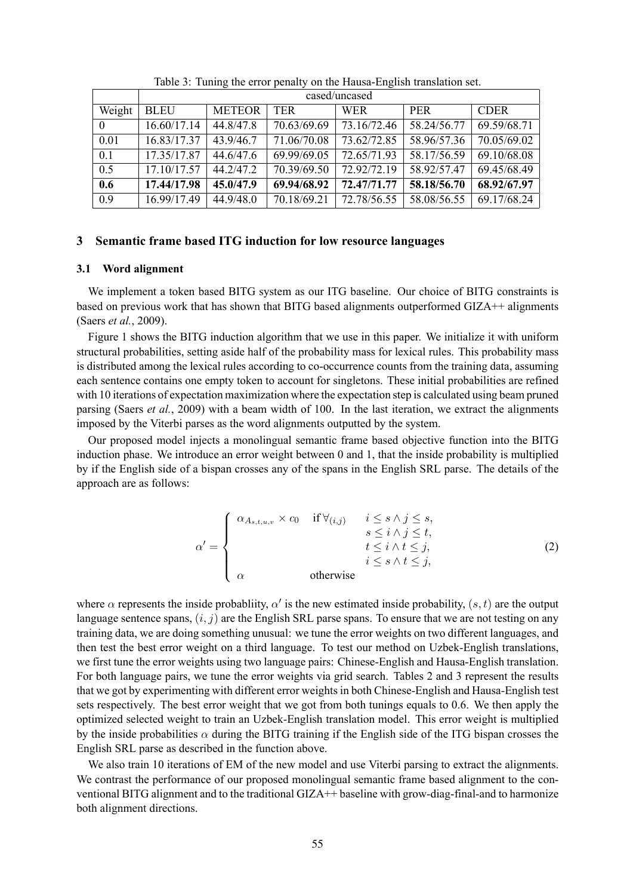Table 3: Tuning the error penalty on the Hausa-English translation set.

| | cased/uncased | | | | | |
|---|---|---|---|---|---|---|
| Weight | BLEU | METEOR | TER | WER | PER | CDER |
| 0 | 16.60/17.14 | 44.8/47.8 | 70.63/69.69 | 73.16/72.46 | 58.24/56.77 | 69.59/68.71 |
| 0.01 | 16.83/17.37 | 43.9/46.7 | 71.06/70.08 | 73.62/72.85 | 58.96/57.36 | 70.05/69.02 |
| 0.1 | 17.35/17.87 | 44.6/47.6 | 69.99/69.05 | 72.65/71.93 | 58.17/56.59 | 69.10/68.08 |
| 0.5 | 17.10/17.57 | 44.2/47.2 | 70.39/69.50 | 72.92/72.19 | 58.92/57.47 | 69.45/68.49 |
| **0.6** | **17.44/17.98** | **45.0/47.9** | **69.94/68.92** | **72.47/71.77** | **58.18/56.70** | **68.92/67.97** |
| 0.9 | 16.99/17.49 | 44.9/48.0 | 70.18/69.21 | 72.78/56.55 | 58.08/56.55 | 69.17/68.24 |

## 3 Semantic frame based ITG induction for low resource languages

### 3.1 Word alignment

We implement a token based BITG system as our ITG baseline. Our choice of BITG constraints is based on previous work that has shown that BITG based alignments outperformed GIZA++ alignments (Saers *et al.*, 2009).

Figure 1 shows the BITG induction algorithm that we use in this paper. We initialize it with uniform structural probabilities, setting aside half of the probability mass for lexical rules. This probability mass is distributed among the lexical rules according to co-occurrence counts from the training data, assuming each sentence contains one empty token to account for singletons. These initial probabilities are refined with 10 iterations of expectation maximization where the expectation step is calculated using beam pruned parsing (Saers *et al.*, 2009) with a beam width of 100. In the last iteration, we extract the alignments imposed by the Viterbi parses as the word alignments outputted by the system.

Our proposed model injects a monolingual semantic frame based objective function into the BITG induction phase. We introduce an error weight between 0 and 1, that the inside probability is multiplied by if the English side of a bispan crosses any of the spans in the English SRL parse. The details of the approach are as follows:

$$\alpha' = \begin{cases} \alpha_{A_{s,t,u,v}} \times c_0 & \text{if } \forall_{(i,j)} \quad \begin{array}{l} i \leq s \wedge j \leq s, \\ s \leq i \wedge j \leq t, \\ t \leq i \wedge t \leq j, \\ i \leq s \wedge t \leq j, \end{array} \\ \alpha & \text{otherwise} \end{cases} \tag{2}$$

where $\alpha$ represents the inside probabliity, $\alpha'$ is the new estimated inside probability, $(s, t)$ are the output language sentence spans, $(i, j)$ are the English SRL parse spans. To ensure that we are not testing on any training data, we are doing something unusual: we tune the error weights on two different languages, and then test the best error weight on a third language. To test our method on Uzbek-English translations, we first tune the error weights using two language pairs: Chinese-English and Hausa-English translation. For both language pairs, we tune the error weights via grid search. Tables 2 and 3 represent the results that we got by experimenting with different error weights in both Chinese-English and Hausa-English test sets respectively. The best error weight that we got from both tunings equals to 0.6. We then apply the optimized selected weight to train an Uzbek-English translation model. This error weight is multiplied by the inside probabilities $\alpha$ during the BITG training if the English side of the ITG bispan crosses the English SRL parse as described in the function above.

We also train 10 iterations of EM of the new model and use Viterbi parsing to extract the alignments. We contrast the performance of our proposed monolingual semantic frame based alignment to the conventional BITG alignment and to the traditional GIZA++ baseline with grow-diag-final-and to harmonize both alignment directions.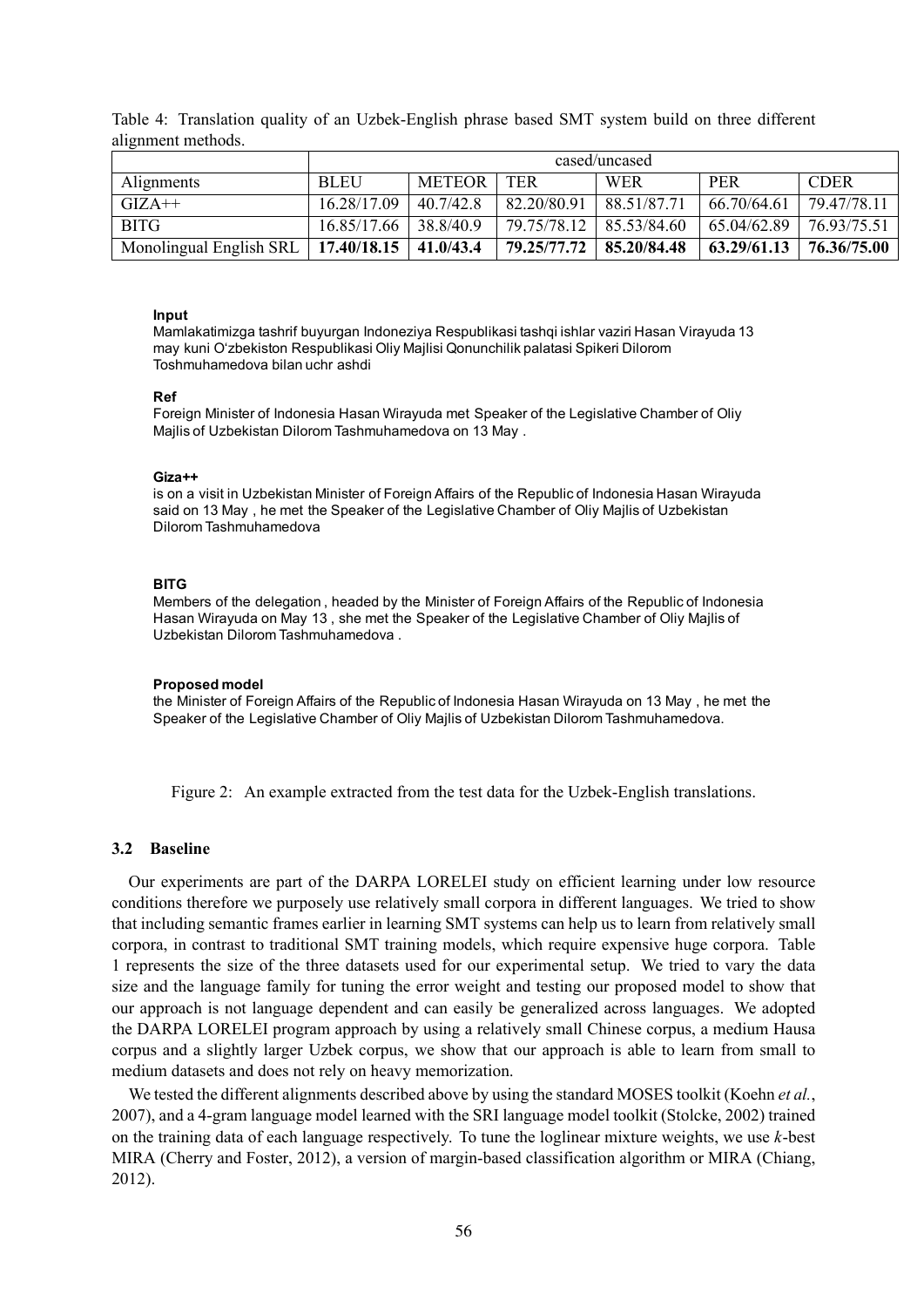Table 4: Translation quality of an Uzbek-English phrase based SMT system build on three different alignment methods.

| | cased/uncased | | | | | |
|---|---|---|---|---|---|---|
| Alignments | BLEU | METEOR | TER | WER | PER | CDER |
| GIZA++ | 16.28/17.09 | 40.7/42.8 | 82.20/80.91 | 88.51/87.71 | 66.70/64.61 | 79.47/78.11 |
| BITG | 16.85/17.66 | 38.8/40.9 | 79.75/78.12 | 85.53/84.60 | 65.04/62.89 | 76.93/75.51 |
| Monolingual English SRL | **17.40/18.15** | **41.0/43.4** | **79.25/77.72** | **85.20/84.48** | **63.29/61.13** | **76.36/75.00** |

**Input**
Mamlakatimizga tashrif buyurgan Indoneziya Respublikasi tashqi ishlar vaziri Hasan Virayuda 13 may kuni O'zbekiston Respublikasi Oliy Majlisi Qonunchilik palatasi Spikeri Dilorom Toshmuhamedova bilan uchr ashdi

**Ref**
Foreign Minister of Indonesia Hasan Wirayuda met Speaker of the Legislative Chamber of Oliy Majlis of Uzbekistan Dilorom Tashmuhamedova on 13 May .

**Giza++**
is on a visit in Uzbekistan Minister of Foreign Affairs of the Republic of Indonesia Hasan Wirayuda said on 13 May , he met the Speaker of the Legislative Chamber of Oliy Majlis of Uzbekistan Dilorom Tashmuhamedova

**BITG**
Members of the delegation , headed by the Minister of Foreign Affairs of the Republic of Indonesia Hasan Wirayuda on May 13 , she met the Speaker of the Legislative Chamber of Oliy Majlis of Uzbekistan Dilorom Tashmuhamedova .

**Proposed model**
the Minister of Foreign Affairs of the Republic of Indonesia Hasan Wirayuda on 13 May , he met the Speaker of the Legislative Chamber of Oliy Majlis of Uzbekistan Dilorom Tashmuhamedova.

Figure 2: An example extracted from the test data for the Uzbek-English translations.

### 3.2 Baseline

Our experiments are part of the DARPA LORELEI study on efficient learning under low resource conditions therefore we purposely use relatively small corpora in different languages. We tried to show that including semantic frames earlier in learning SMT systems can help us to learn from relatively small corpora, in contrast to traditional SMT training models, which require expensive huge corpora. Table 1 represents the size of the three datasets used for our experimental setup. We tried to vary the data size and the language family for tuning the error weight and testing our proposed model to show that our approach is not language dependent and can easily be generalized across languages. We adopted the DARPA LORELEI program approach by using a relatively small Chinese corpus, a medium Hausa corpus and a slightly larger Uzbek corpus, we show that our approach is able to learn from small to medium datasets and does not rely on heavy memorization.

We tested the different alignments described above by using the standard MOSES toolkit (Koehn *et al.*, 2007), and a 4-gram language model learned with the SRI language model toolkit (Stolcke, 2002) trained on the training data of each language respectively. To tune the loglinear mixture weights, we use *k*-best MIRA (Cherry and Foster, 2012), a version of margin-based classification algorithm or MIRA (Chiang, 2012).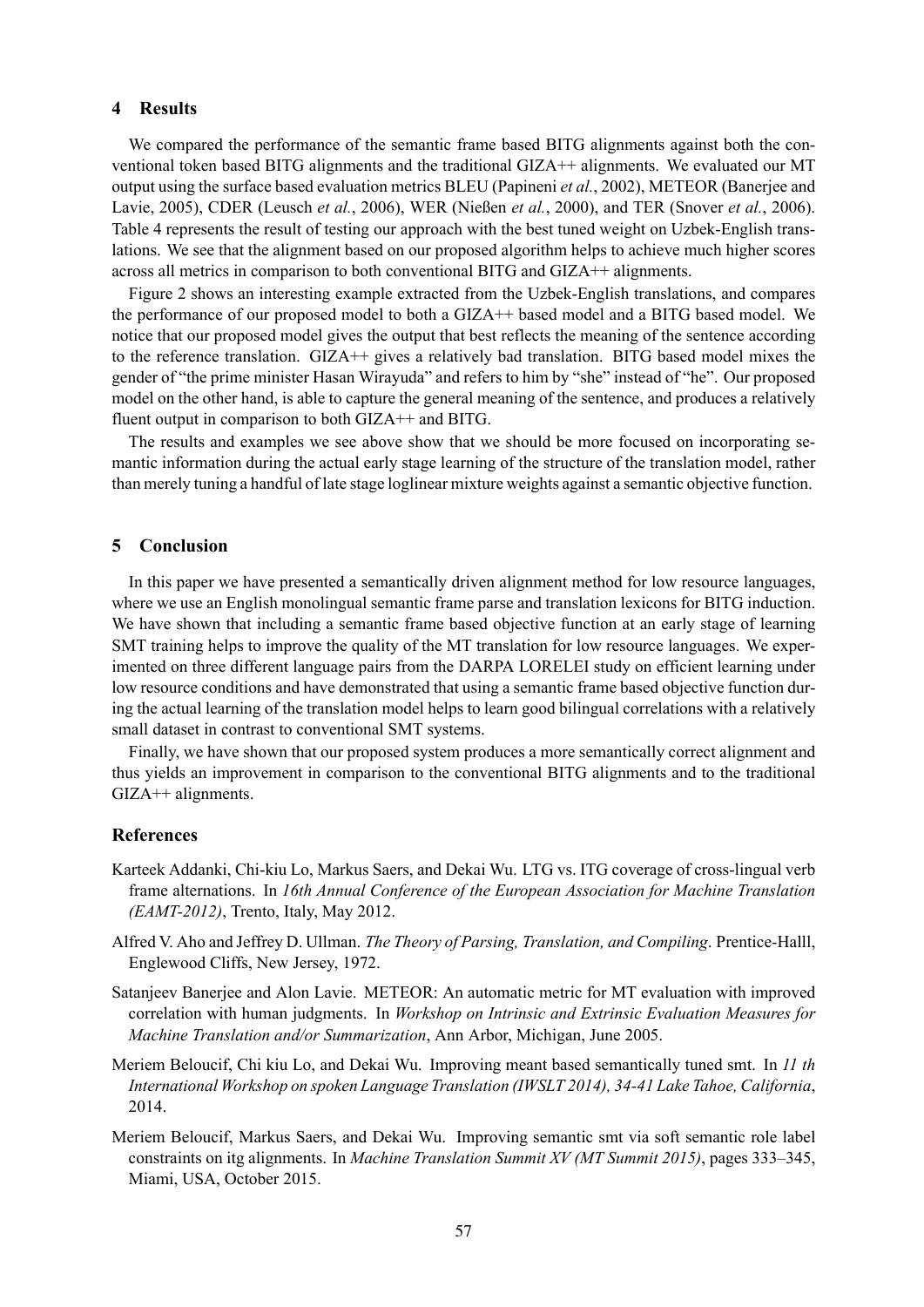## 4 Results

We compared the performance of the semantic frame based BITG alignments against both the conventional token based BITG alignments and the traditional GIZA++ alignments. We evaluated our MT output using the surface based evaluation metrics BLEU (Papineni *et al.*, 2002), METEOR (Banerjee and Lavie, 2005), CDER (Leusch *et al.*, 2006), WER (Nießen *et al.*, 2000), and TER (Snover *et al.*, 2006). Table 4 represents the result of testing our approach with the best tuned weight on Uzbek-English translations. We see that the alignment based on our proposed algorithm helps to achieve much higher scores across all metrics in comparison to both conventional BITG and GIZA++ alignments.

Figure 2 shows an interesting example extracted from the Uzbek-English translations, and compares the performance of our proposed model to both a GIZA++ based model and a BITG based model. We notice that our proposed model gives the output that best reflects the meaning of the sentence according to the reference translation. GIZA++ gives a relatively bad translation. BITG based model mixes the gender of "the prime minister Hasan Wirayuda" and refers to him by "she" instead of "he". Our proposed model on the other hand, is able to capture the general meaning of the sentence, and produces a relatively fluent output in comparison to both GIZA++ and BITG.

The results and examples we see above show that we should be more focused on incorporating semantic information during the actual early stage learning of the structure of the translation model, rather than merely tuning a handful of late stage loglinear mixture weights against a semantic objective function.

## 5 Conclusion

In this paper we have presented a semantically driven alignment method for low resource languages, where we use an English monolingual semantic frame parse and translation lexicons for BITG induction. We have shown that including a semantic frame based objective function at an early stage of learning SMT training helps to improve the quality of the MT translation for low resource languages. We experimented on three different language pairs from the DARPA LORELEI study on efficient learning under low resource conditions and have demonstrated that using a semantic frame based objective function during the actual learning of the translation model helps to learn good bilingual correlations with a relatively small dataset in contrast to conventional SMT systems.

Finally, we have shown that our proposed system produces a more semantically correct alignment and thus yields an improvement in comparison to the conventional BITG alignments and to the traditional GIZA++ alignments.

## References

Karteek Addanki, Chi-kiu Lo, Markus Saers, and Dekai Wu. LTG vs. ITG coverage of cross-lingual verb frame alternations. In *16th Annual Conference of the European Association for Machine Translation (EAMT-2012)*, Trento, Italy, May 2012.

Alfred V. Aho and Jeffrey D. Ullman. *The Theory of Parsing, Translation, and Compiling*. Prentice-Halll, Englewood Cliffs, New Jersey, 1972.

Satanjeev Banerjee and Alon Lavie. METEOR: An automatic metric for MT evaluation with improved correlation with human judgments. In *Workshop on Intrinsic and Extrinsic Evaluation Measures for Machine Translation and/or Summarization*, Ann Arbor, Michigan, June 2005.

Meriem Beloucif, Chi kiu Lo, and Dekai Wu. Improving meant based semantically tuned smt. In *11 th International Workshop on spoken Language Translation (IWSLT 2014), 34-41 Lake Tahoe, California*, 2014.

Meriem Beloucif, Markus Saers, and Dekai Wu. Improving semantic smt via soft semantic role label constraints on itg alignments. In *Machine Translation Summit XV (MT Summit 2015)*, pages 333–345, Miami, USA, October 2015.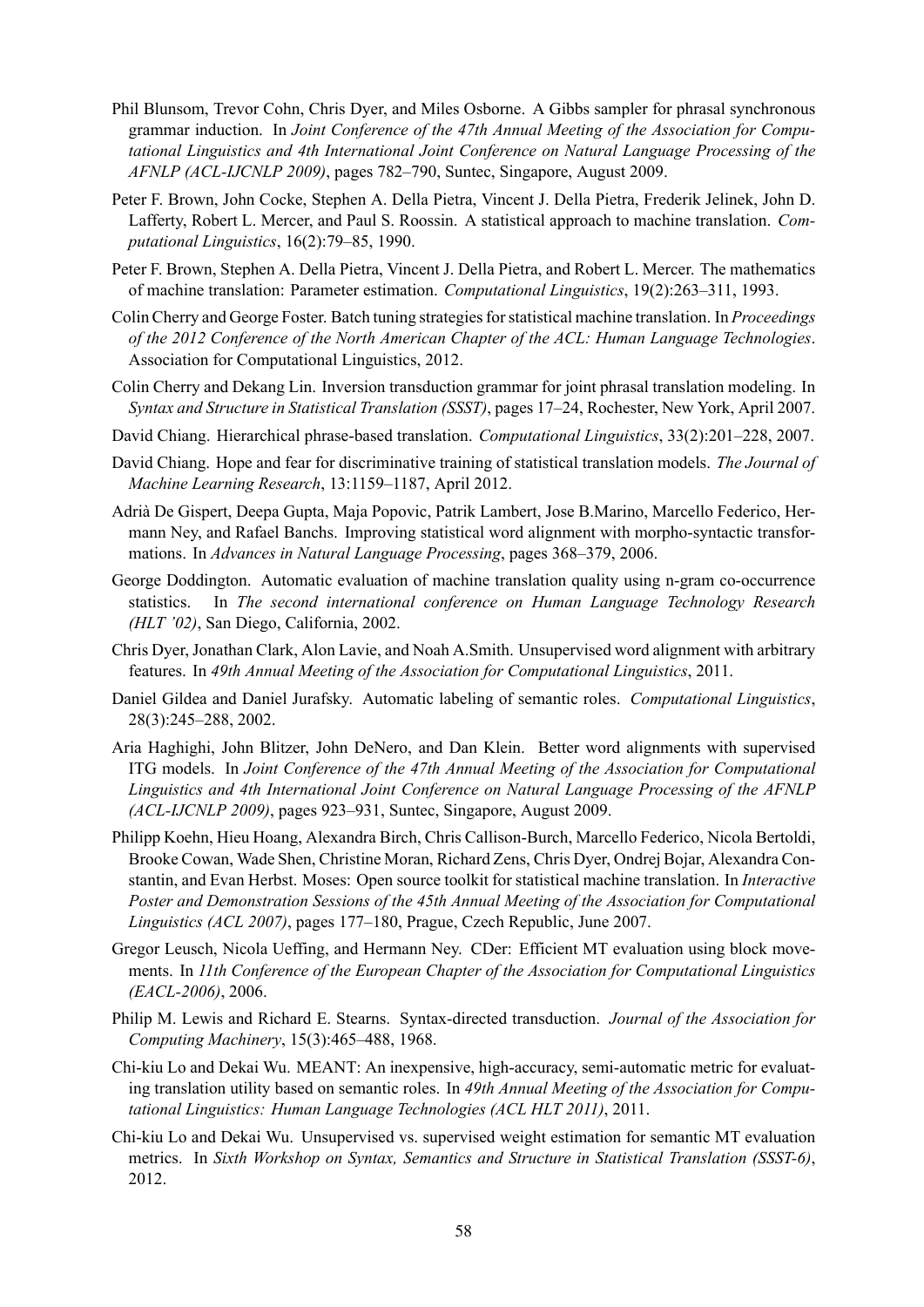Phil Blunsom, Trevor Cohn, Chris Dyer, and Miles Osborne. A Gibbs sampler for phrasal synchronous grammar induction. In *Joint Conference of the 47th Annual Meeting of the Association for Computational Linguistics and 4th International Joint Conference on Natural Language Processing of the AFNLP (ACL-IJCNLP 2009)*, pages 782–790, Suntec, Singapore, August 2009.

Peter F. Brown, John Cocke, Stephen A. Della Pietra, Vincent J. Della Pietra, Frederik Jelinek, John D. Lafferty, Robert L. Mercer, and Paul S. Roossin. A statistical approach to machine translation. *Computational Linguistics*, 16(2):79–85, 1990.

Peter F. Brown, Stephen A. Della Pietra, Vincent J. Della Pietra, and Robert L. Mercer. The mathematics of machine translation: Parameter estimation. *Computational Linguistics*, 19(2):263–311, 1993.

Colin Cherry and George Foster. Batch tuning strategies for statistical machine translation. In *Proceedings of the 2012 Conference of the North American Chapter of the ACL: Human Language Technologies*. Association for Computational Linguistics, 2012.

Colin Cherry and Dekang Lin. Inversion transduction grammar for joint phrasal translation modeling. In *Syntax and Structure in Statistical Translation (SSST)*, pages 17–24, Rochester, New York, April 2007.

David Chiang. Hierarchical phrase-based translation. *Computational Linguistics*, 33(2):201–228, 2007.

David Chiang. Hope and fear for discriminative training of statistical translation models. *The Journal of Machine Learning Research*, 13:1159–1187, April 2012.

Adrià De Gispert, Deepa Gupta, Maja Popovic, Patrik Lambert, Jose B.Marino, Marcello Federico, Hermann Ney, and Rafael Banchs. Improving statistical word alignment with morpho-syntactic transformations. In *Advances in Natural Language Processing*, pages 368–379, 2006.

George Doddington. Automatic evaluation of machine translation quality using n-gram co-occurrence statistics. In *The second international conference on Human Language Technology Research (HLT '02)*, San Diego, California, 2002.

Chris Dyer, Jonathan Clark, Alon Lavie, and Noah A.Smith. Unsupervised word alignment with arbitrary features. In *49th Annual Meeting of the Association for Computational Linguistics*, 2011.

Daniel Gildea and Daniel Jurafsky. Automatic labeling of semantic roles. *Computational Linguistics*, 28(3):245–288, 2002.

Aria Haghighi, John Blitzer, John DeNero, and Dan Klein. Better word alignments with supervised ITG models. In *Joint Conference of the 47th Annual Meeting of the Association for Computational Linguistics and 4th International Joint Conference on Natural Language Processing of the AFNLP (ACL-IJCNLP 2009)*, pages 923–931, Suntec, Singapore, August 2009.

Philipp Koehn, Hieu Hoang, Alexandra Birch, Chris Callison-Burch, Marcello Federico, Nicola Bertoldi, Brooke Cowan, Wade Shen, Christine Moran, Richard Zens, Chris Dyer, Ondrej Bojar, Alexandra Constantin, and Evan Herbst. Moses: Open source toolkit for statistical machine translation. In *Interactive Poster and Demonstration Sessions of the 45th Annual Meeting of the Association for Computational Linguistics (ACL 2007)*, pages 177–180, Prague, Czech Republic, June 2007.

Gregor Leusch, Nicola Ueffing, and Hermann Ney. CDer: Efficient MT evaluation using block movements. In *11th Conference of the European Chapter of the Association for Computational Linguistics (EACL-2006)*, 2006.

Philip M. Lewis and Richard E. Stearns. Syntax-directed transduction. *Journal of the Association for Computing Machinery*, 15(3):465–488, 1968.

Chi-kiu Lo and Dekai Wu. MEANT: An inexpensive, high-accuracy, semi-automatic metric for evaluating translation utility based on semantic roles. In *49th Annual Meeting of the Association for Computational Linguistics: Human Language Technologies (ACL HLT 2011)*, 2011.

Chi-kiu Lo and Dekai Wu. Unsupervised vs. supervised weight estimation for semantic MT evaluation metrics. In *Sixth Workshop on Syntax, Semantics and Structure in Statistical Translation (SSST-6)*, 2012.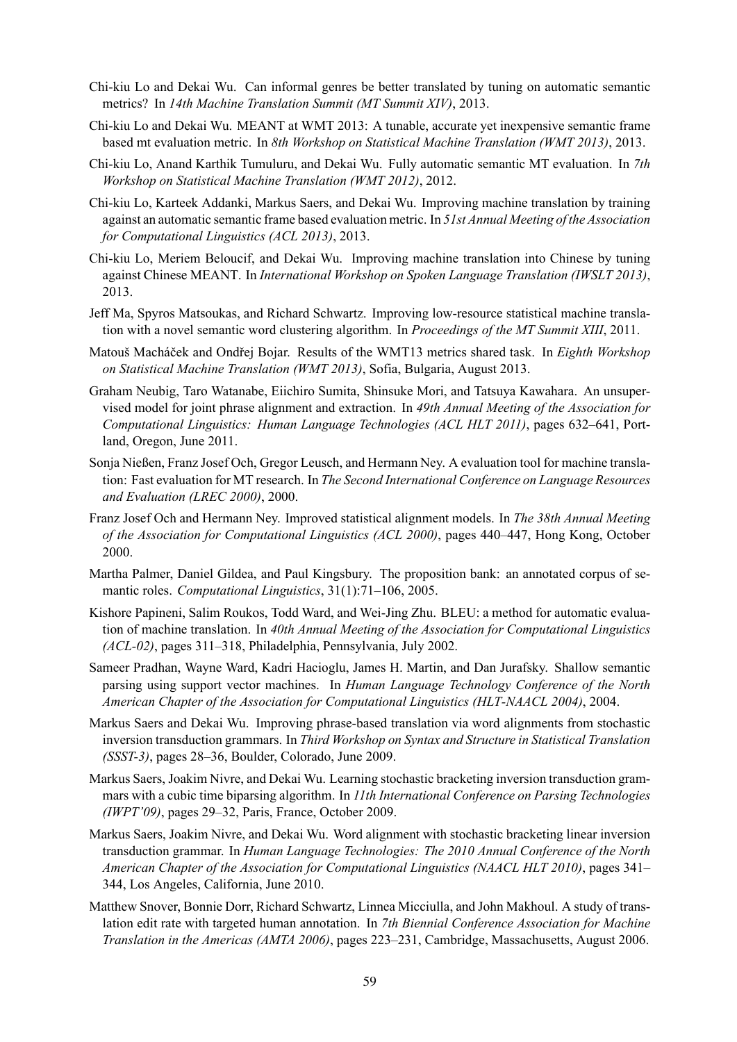Chi-kiu Lo and Dekai Wu. Can informal genres be better translated by tuning on automatic semantic metrics? In *14th Machine Translation Summit (MT Summit XIV)*, 2013.

Chi-kiu Lo and Dekai Wu. MEANT at WMT 2013: A tunable, accurate yet inexpensive semantic frame based mt evaluation metric. In *8th Workshop on Statistical Machine Translation (WMT 2013)*, 2013.

Chi-kiu Lo, Anand Karthik Tumuluru, and Dekai Wu. Fully automatic semantic MT evaluation. In *7th Workshop on Statistical Machine Translation (WMT 2012)*, 2012.

Chi-kiu Lo, Karteek Addanki, Markus Saers, and Dekai Wu. Improving machine translation by training against an automatic semantic frame based evaluation metric. In *51st Annual Meeting of the Association for Computational Linguistics (ACL 2013)*, 2013.

Chi-kiu Lo, Meriem Beloucif, and Dekai Wu. Improving machine translation into Chinese by tuning against Chinese MEANT. In *International Workshop on Spoken Language Translation (IWSLT 2013)*, 2013.

Jeff Ma, Spyros Matsoukas, and Richard Schwartz. Improving low-resource statistical machine translation with a novel semantic word clustering algorithm. In *Proceedings of the MT Summit XIII*, 2011.

Matouš Macháček and Ondřej Bojar. Results of the WMT13 metrics shared task. In *Eighth Workshop on Statistical Machine Translation (WMT 2013)*, Sofia, Bulgaria, August 2013.

Graham Neubig, Taro Watanabe, Eiichiro Sumita, Shinsuke Mori, and Tatsuya Kawahara. An unsupervised model for joint phrase alignment and extraction. In *49th Annual Meeting of the Association for Computational Linguistics: Human Language Technologies (ACL HLT 2011)*, pages 632–641, Portland, Oregon, June 2011.

Sonja Nießen, Franz Josef Och, Gregor Leusch, and Hermann Ney. A evaluation tool for machine translation: Fast evaluation for MT research. In *The Second International Conference on Language Resources and Evaluation (LREC 2000)*, 2000.

Franz Josef Och and Hermann Ney. Improved statistical alignment models. In *The 38th Annual Meeting of the Association for Computational Linguistics (ACL 2000)*, pages 440–447, Hong Kong, October 2000.

Martha Palmer, Daniel Gildea, and Paul Kingsbury. The proposition bank: an annotated corpus of semantic roles. *Computational Linguistics*, 31(1):71–106, 2005.

Kishore Papineni, Salim Roukos, Todd Ward, and Wei-Jing Zhu. BLEU: a method for automatic evaluation of machine translation. In *40th Annual Meeting of the Association for Computational Linguistics (ACL-02)*, pages 311–318, Philadelphia, Pennsylvania, July 2002.

Sameer Pradhan, Wayne Ward, Kadri Hacioglu, James H. Martin, and Dan Jurafsky. Shallow semantic parsing using support vector machines. In *Human Language Technology Conference of the North American Chapter of the Association for Computational Linguistics (HLT-NAACL 2004)*, 2004.

Markus Saers and Dekai Wu. Improving phrase-based translation via word alignments from stochastic inversion transduction grammars. In *Third Workshop on Syntax and Structure in Statistical Translation (SSST-3)*, pages 28–36, Boulder, Colorado, June 2009.

Markus Saers, Joakim Nivre, and Dekai Wu. Learning stochastic bracketing inversion transduction grammars with a cubic time biparsing algorithm. In *11th International Conference on Parsing Technologies (IWPT'09)*, pages 29–32, Paris, France, October 2009.

Markus Saers, Joakim Nivre, and Dekai Wu. Word alignment with stochastic bracketing linear inversion transduction grammar. In *Human Language Technologies: The 2010 Annual Conference of the North American Chapter of the Association for Computational Linguistics (NAACL HLT 2010)*, pages 341–344, Los Angeles, California, June 2010.

Matthew Snover, Bonnie Dorr, Richard Schwartz, Linnea Micciulla, and John Makhoul. A study of translation edit rate with targeted human annotation. In *7th Biennial Conference Association for Machine Translation in the Americas (AMTA 2006)*, pages 223–231, Cambridge, Massachusetts, August 2006.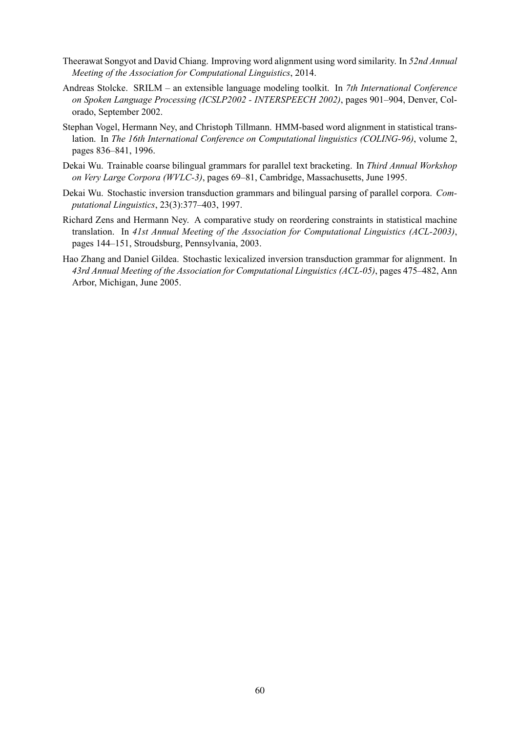Theerawat Songyot and David Chiang. Improving word alignment using word similarity. In *52nd Annual Meeting of the Association for Computational Linguistics*, 2014.

Andreas Stolcke. SRILM – an extensible language modeling toolkit. In *7th International Conference on Spoken Language Processing (ICSLP2002 - INTERSPEECH 2002)*, pages 901–904, Denver, Colorado, September 2002.

Stephan Vogel, Hermann Ney, and Christoph Tillmann. HMM-based word alignment in statistical translation. In *The 16th International Conference on Computational linguistics (COLING-96)*, volume 2, pages 836–841, 1996.

Dekai Wu. Trainable coarse bilingual grammars for parallel text bracketing. In *Third Annual Workshop on Very Large Corpora (WVLC-3)*, pages 69–81, Cambridge, Massachusetts, June 1995.

Dekai Wu. Stochastic inversion transduction grammars and bilingual parsing of parallel corpora. *Computational Linguistics*, 23(3):377–403, 1997.

Richard Zens and Hermann Ney. A comparative study on reordering constraints in statistical machine translation. In *41st Annual Meeting of the Association for Computational Linguistics (ACL-2003)*, pages 144–151, Stroudsburg, Pennsylvania, 2003.

Hao Zhang and Daniel Gildea. Stochastic lexicalized inversion transduction grammar for alignment. In *43rd Annual Meeting of the Association for Computational Linguistics (ACL-05)*, pages 475–482, Ann Arbor, Michigan, June 2005.